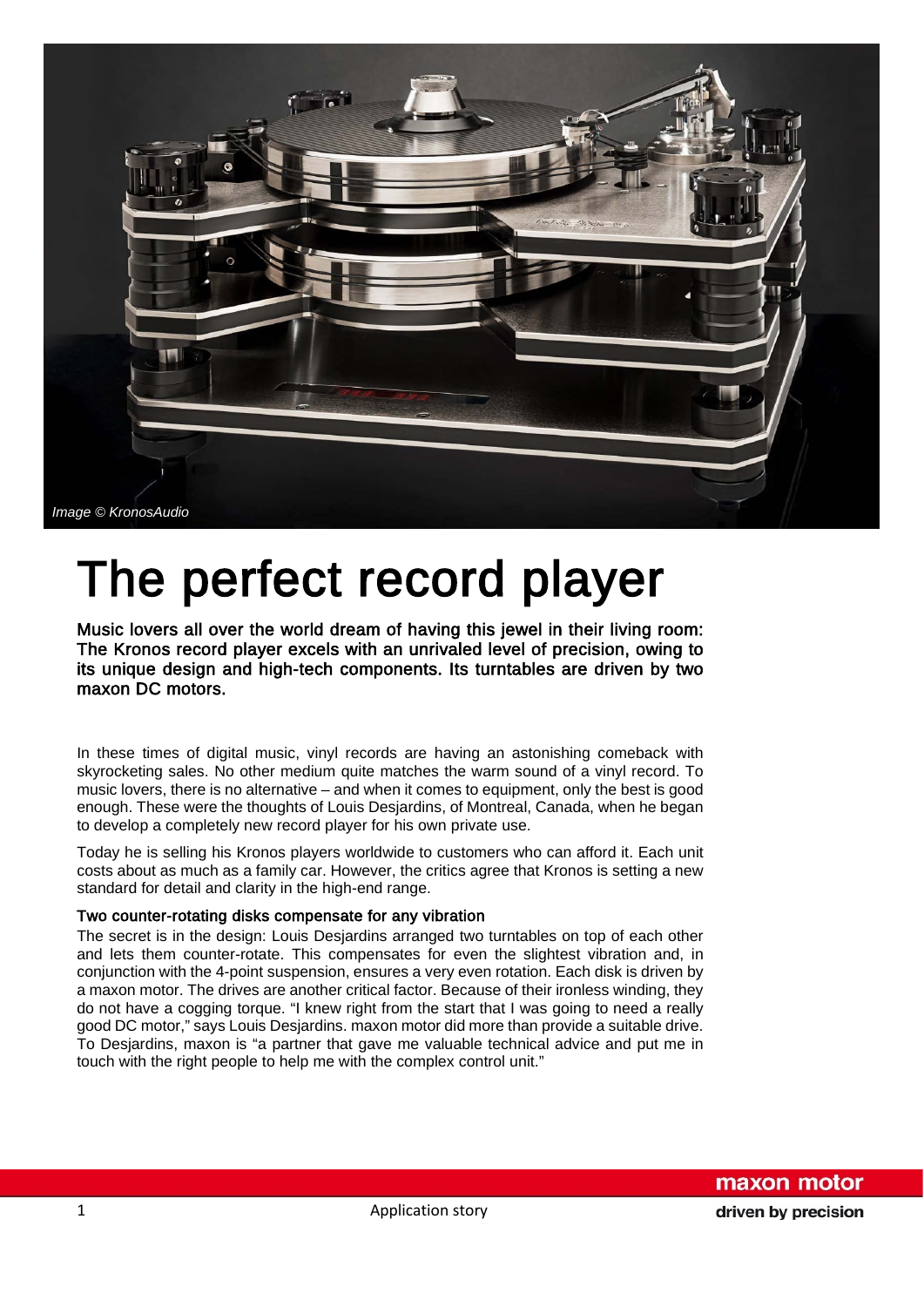*Image © KronosAudio*

# The perfect record player

**Music lovers all over the world dream of having this jewel in their living room: The Kronos record player excels with an unrivaled level of precision, owing to its unique design and high-tech components. Its turntables are driven by two maxon DC motors.**

In these times of digital music, vinyl records are having an astonishing comeback with skyrocketing sales. No other medium quite matches the warm sound of a vinyl record. To music lovers, there is no alternative – and when it comes to equipment, only the best is good enough. These were the thoughts of Louis Desjardins, of Montreal, Canada, when he began to develop a completely new record player for his own private use.

Today he is selling his Kronos players worldwide to customers who can afford it. Each unit costs about as much as a family car. However, the critics agree that Kronos is setting a new standard for detail and clarity in the high-end range.

### Two counter-rotating disks compensate for any vibration

The secret is in the design: Louis Desjardins arranged two turntables on top of each other and lets them counter-rotate. This compensates for even the slightest vibration and, in conjunction with the 4-point suspension, ensures a very even rotation. Each disk is driven by a maxon motor. The drives are another critical factor. Because of their ironless winding, they do not have a cogging torque. "I knew right from the start that I was going to need a really good DC motor," says Louis Desjardins. maxon motor did more than provide a suitable drive. To Desjardins, maxon is "a partner that gave me valuable technical advice and put me in touch with the right people to help me with the complex control unit."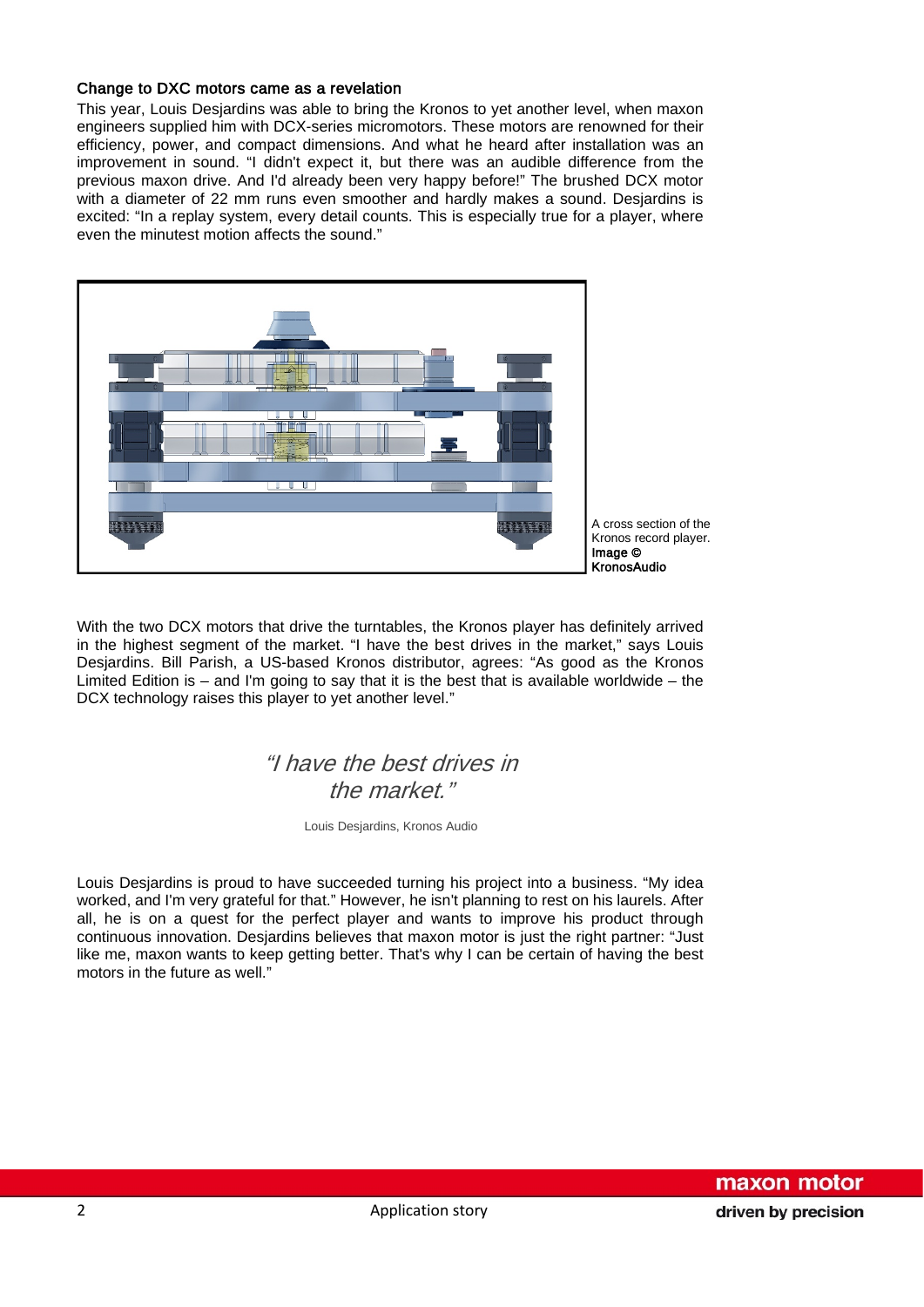### Change to DXC motors came as a revelation

This year, Louis Desjardins was able to bring the Kronos to yet another level, when maxon engineers supplied him with DCX-series micromotors. These motors are renowned for their efficiency, power, and compact dimensions. And what he heard after installation was an improvement in sound. "I didn't expect it, but there was an audible difference from the previous maxon drive. And I'd already been very happy before!" The brushed DCX motor with a diameter of 22 mm runs even smoother and hardly makes a sound. Desjardins is excited: "In a replay system, every detail counts. This is especially true for a player, where even the minutest motion affects the sound."

A cross section of the Kronos record player. **Image © KronosAudio**

With the two DCX motors that drive the turntables, the Kronos player has definitely arrived in the highest segment of the market. "I have the best drives in the market," says Louis Desjardins. Bill Parish, a US-based Kronos distributor, agrees: "As good as the Kronos Limited Edition is – and I'm going to say that it is the best that is available worldwide – the DCX technology raises this player to yet another level."

> *"I have the best drives in the market."*
>
> Louis Desjardins, Kronos Audio

Louis Desjardins is proud to have succeeded turning his project into a business. "My idea worked, and I'm very grateful for that." However, he isn't planning to rest on his laurels. After all, he is on a quest for the perfect player and wants to improve his product through continuous innovation. Desjardins believes that maxon motor is just the right partner: "Just like me, maxon wants to keep getting better. That's why I can be certain of having the best motors in the future as well."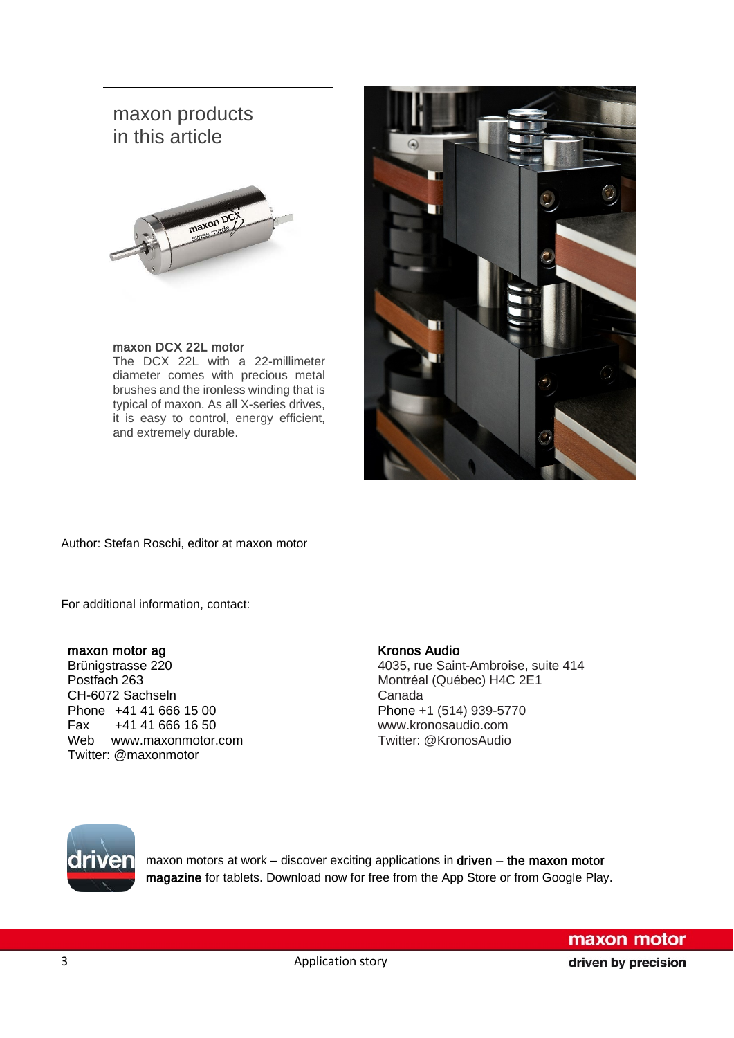## maxon products in this article

**maxon DCX 22L motor**
The DCX 22L with a 22-millimeter diameter comes with precious metal brushes and the ironless winding that is typical of maxon. As all X-series drives, it is easy to control, energy efficient, and extremely durable.

Author: Stefan Roschi, editor at maxon motor

For additional information, contact:

**maxon motor ag**
Brünigstrasse 220
Postfach 263
CH-6072 Sachseln
Phone +41 41 666 15 00
Fax +41 41 666 16 50
Web www.maxonmotor.com
Twitter: @maxonmotor

**Kronos Audio**
4035, rue Saint-Ambroise, suite 414
Montréal (Québec) H4C 2E1
Canada
Phone +1 (514) 939-5770
www.kronosaudio.com
Twitter: @KronosAudio

maxon motors at work – discover exciting applications in **driven – the maxon motor magazine** for tablets. Download now for free from the App Store or from Google Play.